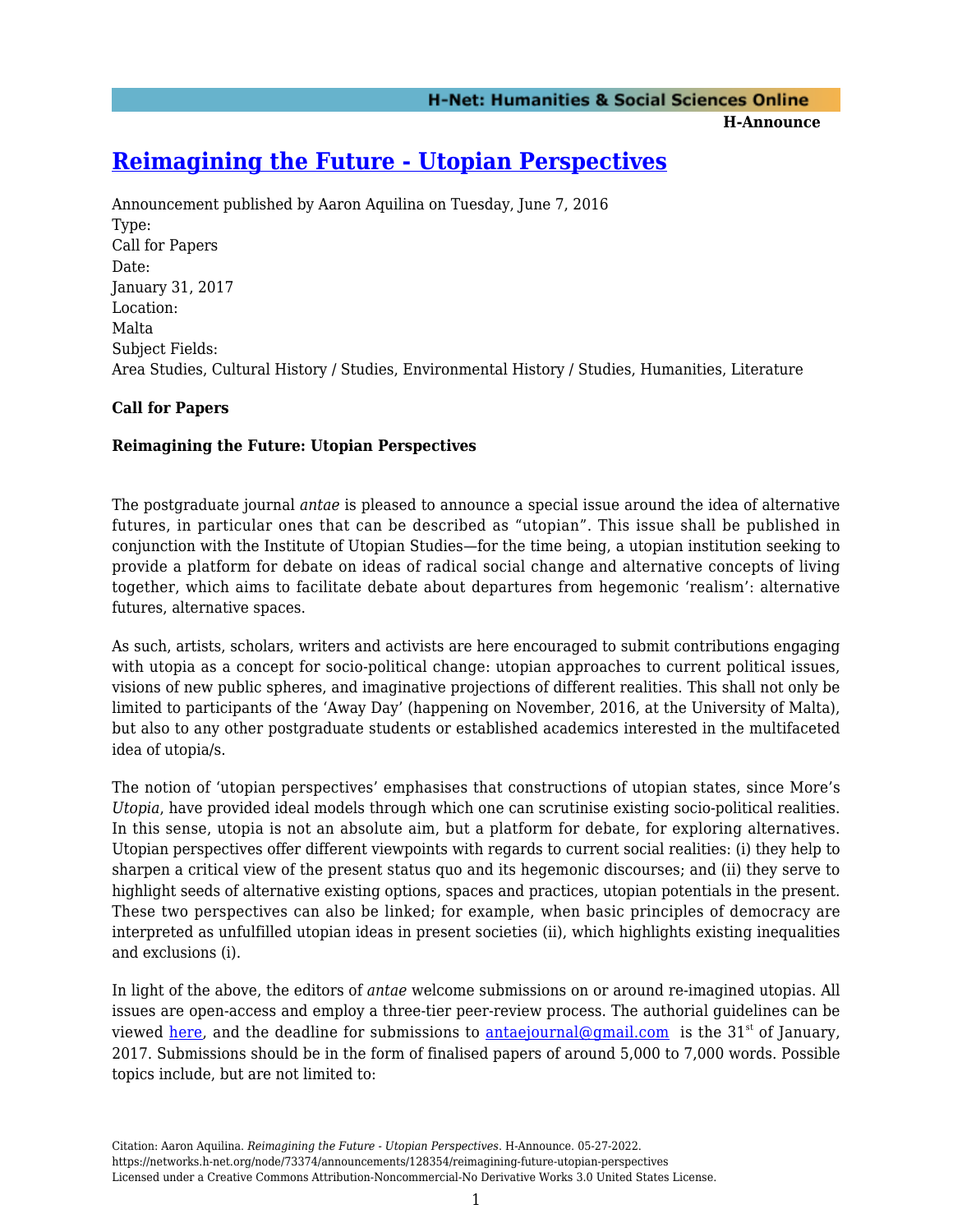# [Reimagining the Future - Utopian Perspectives](https://networks.h-net.org/node/73374/announcements/128354/reimagining-future-utopian-perspectives)

Announcement published by Aaron Aquilina on Tuesday, June 7, 2016

Type:
Call for Papers

Date:
January 31, 2017

Location:
Malta

Subject Fields:
Area Studies, Cultural History / Studies, Environmental History / Studies, Humanities, Literature

**Call for Papers**

**Reimagining the Future: Utopian Perspectives**

The postgraduate journal *antae* is pleased to announce a special issue around the idea of alternative futures, in particular ones that can be described as "utopian". This issue shall be published in conjunction with the Institute of Utopian Studies—for the time being, a utopian institution seeking to provide a platform for debate on ideas of radical social change and alternative concepts of living together, which aims to facilitate debate about departures from hegemonic 'realism': alternative futures, alternative spaces.

As such, artists, scholars, writers and activists are here encouraged to submit contributions engaging with utopia as a concept for socio-political change: utopian approaches to current political issues, visions of new public spheres, and imaginative projections of different realities. This shall not only be limited to participants of the 'Away Day' (happening on November, 2016, at the University of Malta), but also to any other postgraduate students or established academics interested in the multifaceted idea of utopia/s.

The notion of 'utopian perspectives' emphasises that constructions of utopian states, since More's *Utopia*, have provided ideal models through which one can scrutinise existing socio-political realities. In this sense, utopia is not an absolute aim, but a platform for debate, for exploring alternatives. Utopian perspectives offer different viewpoints with regards to current social realities: (i) they help to sharpen a critical view of the present status quo and its hegemonic discourses; and (ii) they serve to highlight seeds of alternative existing options, spaces and practices, utopian potentials in the present. These two perspectives can also be linked; for example, when basic principles of democracy are interpreted as unfulfilled utopian ideas in present societies (ii), which highlights existing inequalities and exclusions (i).

In light of the above, the editors of *antae* welcome submissions on or around re-imagined utopias. All issues are open-access and employ a three-tier peer-review process. The authorial guidelines can be viewed here, and the deadline for submissions to antaejournal@gmail.com is the 31st of January, 2017. Submissions should be in the form of finalised papers of around 5,000 to 7,000 words. Possible topics include, but are not limited to: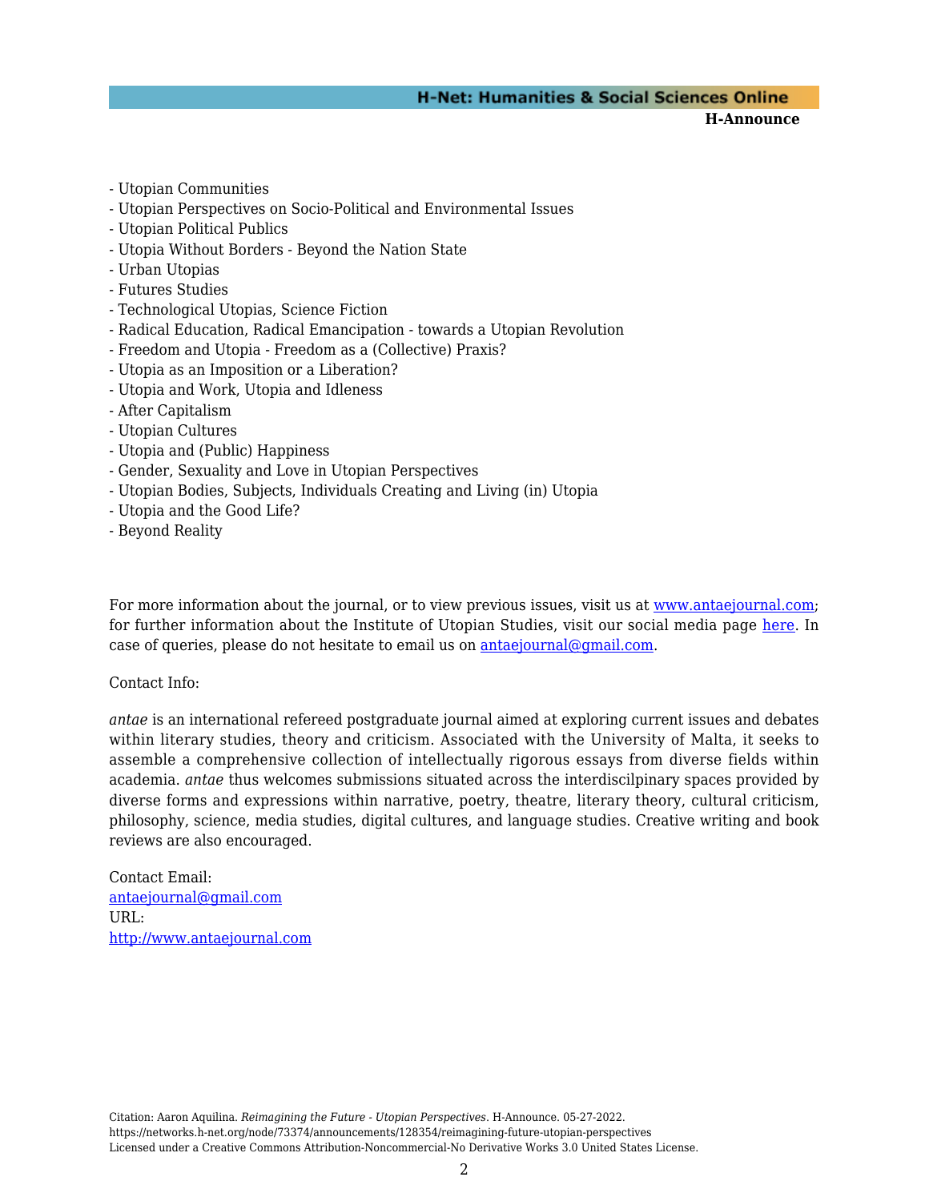- Utopian Communities
- Utopian Perspectives on Socio-Political and Environmental Issues
- Utopian Political Publics
- Utopia Without Borders - Beyond the Nation State
- Urban Utopias
- Futures Studies
- Technological Utopias, Science Fiction
- Radical Education, Radical Emancipation - towards a Utopian Revolution
- Freedom and Utopia - Freedom as a (Collective) Praxis?
- Utopia as an Imposition or a Liberation?
- Utopia and Work, Utopia and Idleness
- After Capitalism
- Utopian Cultures
- Utopia and (Public) Happiness
- Gender, Sexuality and Love in Utopian Perspectives
- Utopian Bodies, Subjects, Individuals Creating and Living (in) Utopia
- Utopia and the Good Life?
- Beyond Reality

For more information about the journal, or to view previous issues, visit us at www.antaejournal.com; for further information about the Institute of Utopian Studies, visit our social media page here. In case of queries, please do not hesitate to email us on antaejournal@gmail.com.

Contact Info:

*antae* is an international refereed postgraduate journal aimed at exploring current issues and debates within literary studies, theory and criticism. Associated with the University of Malta, it seeks to assemble a comprehensive collection of intellectually rigorous essays from diverse fields within academia. *antae* thus welcomes submissions situated across the interdiscilpinary spaces provided by diverse forms and expressions within narrative, poetry, theatre, literary theory, cultural criticism, philosophy, science, media studies, digital cultures, and language studies. Creative writing and book reviews are also encouraged.

Contact Email:
antaejournal@gmail.com
URL:
http://www.antaejournal.com

Citation: Aaron Aquilina. *Reimagining the Future - Utopian Perspectives*. H-Announce. 05-27-2022.
https://networks.h-net.org/node/73374/announcements/128354/reimagining-future-utopian-perspectives
Licensed under a Creative Commons Attribution-Noncommercial-No Derivative Works 3.0 United States License.